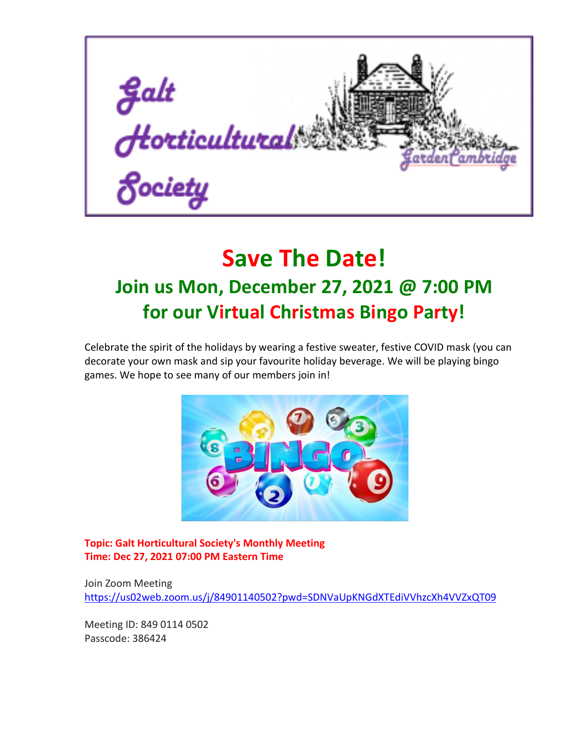Galt Horticultural Society

GardenCambridge

# Save The Date!

## Join us Mon, December 27, 2021 @ 7:00 PM for our Virtual Christmas Bingo Party!

Celebrate the spirit of the holidays by wearing a festive sweater, festive COVID mask (you can decorate your own mask and sip your favourite holiday beverage. We will be playing bingo games. We hope to see many of our members join in!

**Topic: Galt Horticultural Society's Monthly Meeting**
**Time: Dec 27, 2021 07:00 PM Eastern Time**

Join Zoom Meeting
https://us02web.zoom.us/j/84901140502?pwd=SDNVaUpKNGdXTEdiVVhzcXh4VVZxQT09

Meeting ID: 849 0114 0502
Passcode: 386424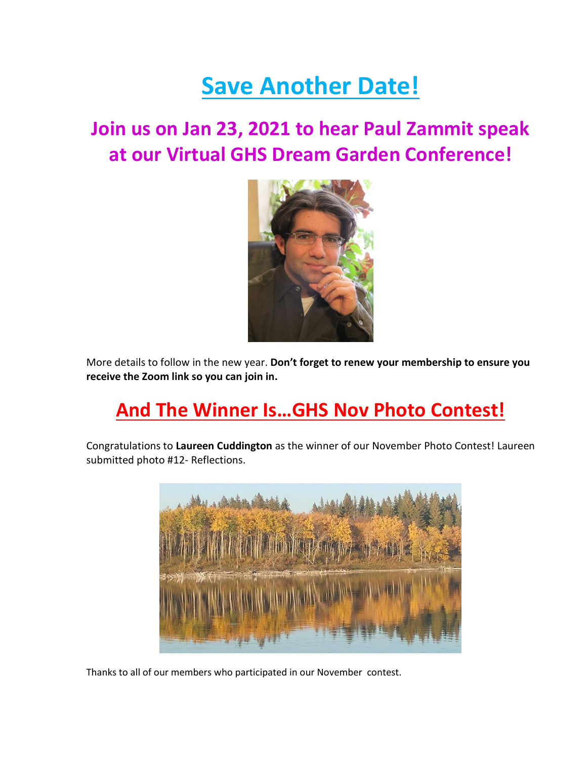# Save Another Date!

## Join us on Jan 23, 2021 to hear Paul Zammit speak at our Virtual GHS Dream Garden Conference!

More details to follow in the new year. **Don't forget to renew your membership to ensure you receive the Zoom link so you can join in.**

## And The Winner Is…GHS Nov Photo Contest!

Congratulations to **Laureen Cuddington** as the winner of our November Photo Contest! Laureen submitted photo #12- Reflections.

Thanks to all of our members who participated in our November contest.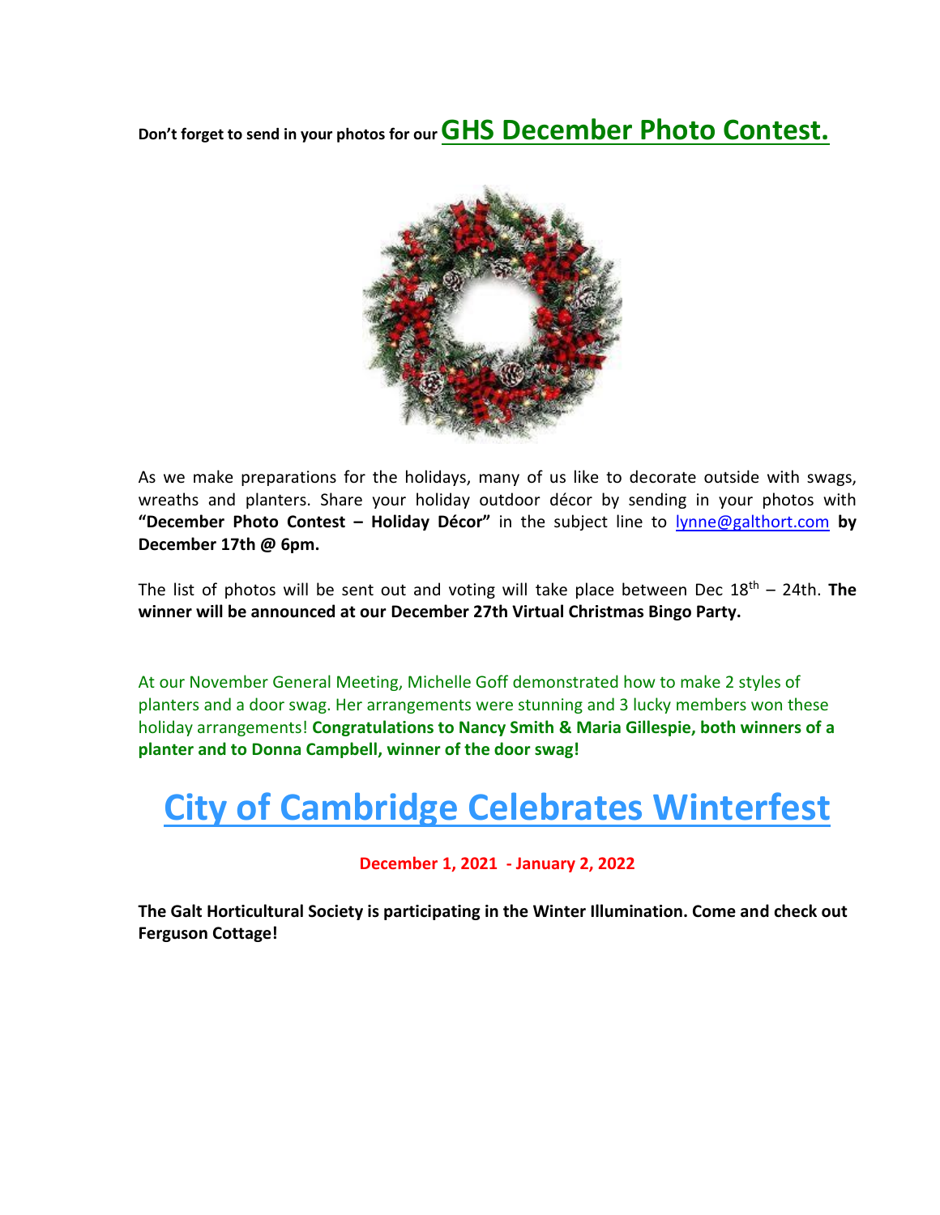**Don't forget to send in your photos for our GHS December Photo Contest.**

As we make preparations for the holidays, many of us like to decorate outside with swags, wreaths and planters. Share your holiday outdoor décor by sending in your photos with **"December Photo Contest – Holiday Décor"** in the subject line to lynne@galthort.com **by December 17th @ 6pm.**

The list of photos will be sent out and voting will take place between Dec 18th – 24th. **The winner will be announced at our December 27th Virtual Christmas Bingo Party.**

At our November General Meeting, Michelle Goff demonstrated how to make 2 styles of planters and a door swag. Her arrangements were stunning and 3 lucky members won these holiday arrangements! **Congratulations to Nancy Smith & Maria Gillespie, both winners of a planter and to Donna Campbell, winner of the door swag!**

# City of Cambridge Celebrates Winterfest

**December 1, 2021 - January 2, 2022**

**The Galt Horticultural Society is participating in the Winter Illumination. Come and check out Ferguson Cottage!**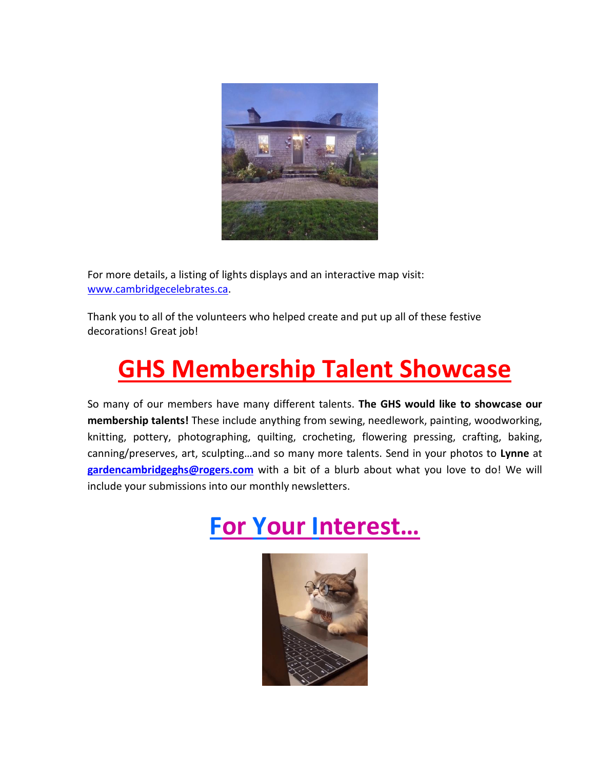For more details, a listing of lights displays and an interactive map visit: www.cambridgecelebrates.ca.

Thank you to all of the volunteers who helped create and put up all of these festive decorations! Great job!

# GHS Membership Talent Showcase

So many of our members have many different talents. **The GHS would like to showcase our membership talents!** These include anything from sewing, needlework, painting, woodworking, knitting, pottery, photographing, quilting, crocheting, flowering pressing, crafting, baking, canning/preserves, art, sculpting…and so many more talents. Send in your photos to **Lynne** at **gardencambridgeghs@rogers.com** with a bit of a blurb about what you love to do! We will include your submissions into our monthly newsletters.

# For Your Interest…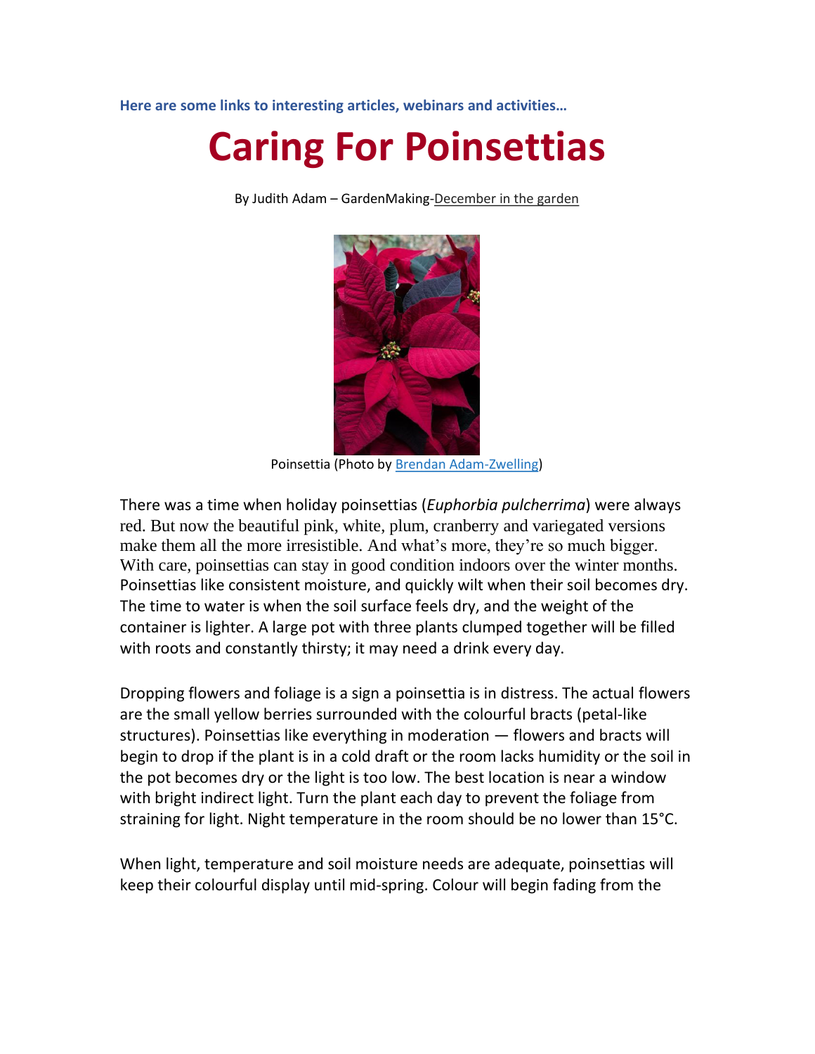**Here are some links to interesting articles, webinars and activities…**

# Caring For Poinsettias

By Judith Adam – GardenMaking-December in the garden

Poinsettia (Photo by Brendan Adam-Zwelling)

There was a time when holiday poinsettias (*Euphorbia pulcherrima*) were always red. But now the beautiful pink, white, plum, cranberry and variegated versions make them all the more irresistible. And what's more, they're so much bigger. With care, poinsettias can stay in good condition indoors over the winter months. Poinsettias like consistent moisture, and quickly wilt when their soil becomes dry. The time to water is when the soil surface feels dry, and the weight of the container is lighter. A large pot with three plants clumped together will be filled with roots and constantly thirsty; it may need a drink every day.

Dropping flowers and foliage is a sign a poinsettia is in distress. The actual flowers are the small yellow berries surrounded with the colourful bracts (petal-like structures). Poinsettias like everything in moderation — flowers and bracts will begin to drop if the plant is in a cold draft or the room lacks humidity or the soil in the pot becomes dry or the light is too low. The best location is near a window with bright indirect light. Turn the plant each day to prevent the foliage from straining for light. Night temperature in the room should be no lower than 15°C.

When light, temperature and soil moisture needs are adequate, poinsettias will keep their colourful display until mid-spring. Colour will begin fading from the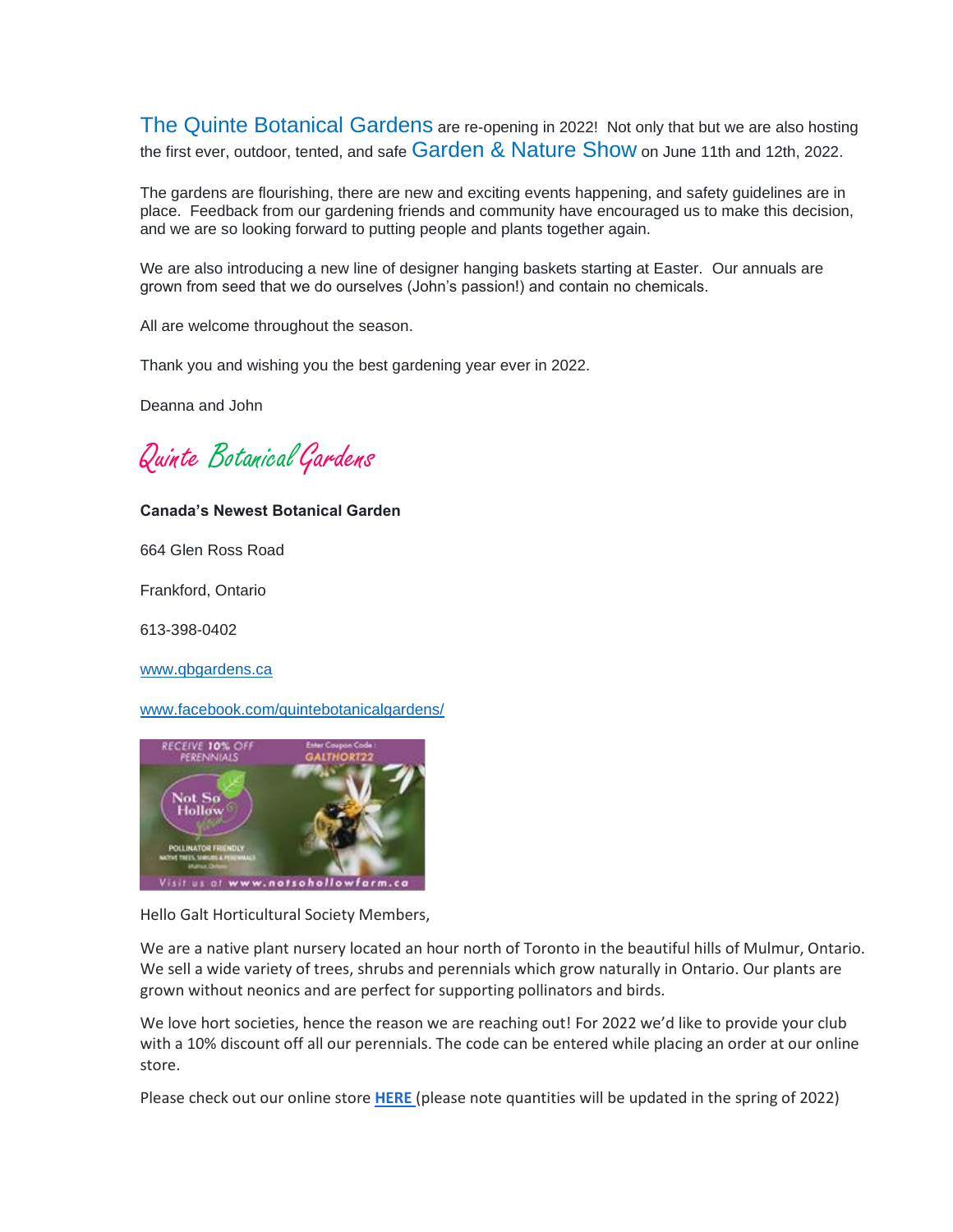The Quinte Botanical Gardens are re-opening in 2022! Not only that but we are also hosting the first ever, outdoor, tented, and safe Garden & Nature Show on June 11th and 12th, 2022.

The gardens are flourishing, there are new and exciting events happening, and safety guidelines are in place. Feedback from our gardening friends and community have encouraged us to make this decision, and we are so looking forward to putting people and plants together again.

We are also introducing a new line of designer hanging baskets starting at Easter. Our annuals are grown from seed that we do ourselves (John's passion!) and contain no chemicals.

All are welcome throughout the season.

Thank you and wishing you the best gardening year ever in 2022.

Deanna and John

*Quinte Botanical Gardens*

**Canada's Newest Botanical Garden**

664 Glen Ross Road

Frankford, Ontario

613-398-0402

www.qbgardens.ca

www.facebook.com/quintebotanicalgardens/

RECEIVE 10% OFF PERENNIALS — Enter Coupon Code: GALTHORT22

Not So Hollow Farm — POLLINATOR FRIENDLY NATIVE TREES, SHRUBS & PERENNIALS, Mulmur, Ontario

Visit us at www.notsohollowfarm.ca

Hello Galt Horticultural Society Members,

We are a native plant nursery located an hour north of Toronto in the beautiful hills of Mulmur, Ontario. We sell a wide variety of trees, shrubs and perennials which grow naturally in Ontario. Our plants are grown without neonics and are perfect for supporting pollinators and birds.

We love hort societies, hence the reason we are reaching out! For 2022 we'd like to provide your club with a 10% discount off all our perennials. The code can be entered while placing an order at our online store.

Please check out our online store **HERE** (please note quantities will be updated in the spring of 2022)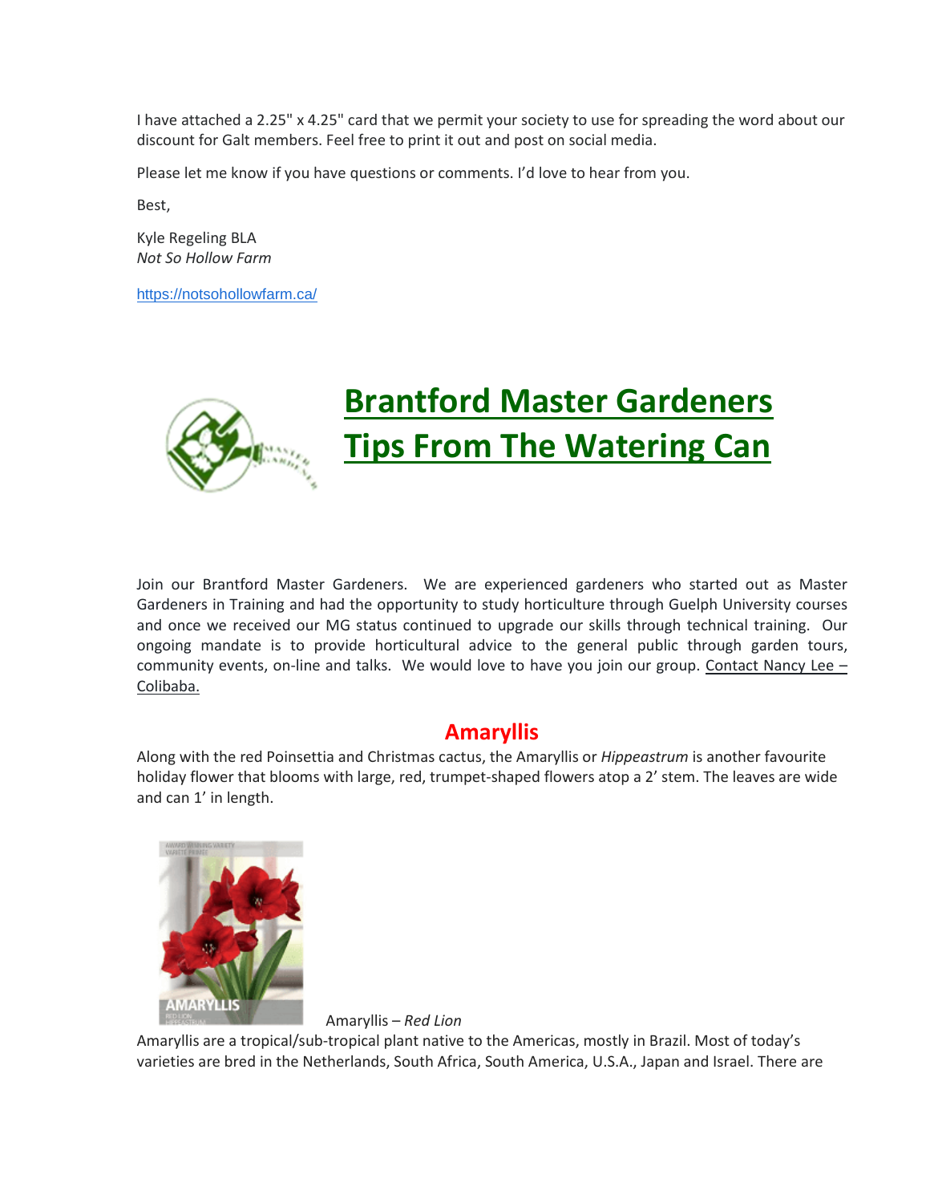I have attached a 2.25" x 4.25" card that we permit your society to use for spreading the word about our discount for Galt members. Feel free to print it out and post on social media.

Please let me know if you have questions or comments. I'd love to hear from you.

Best,

Kyle Regeling BLA
*Not So Hollow Farm*

https://notsohollowfarm.ca/

# Brantford Master Gardeners Tips From The Watering Can

Join our Brantford Master Gardeners. We are experienced gardeners who started out as Master Gardeners in Training and had the opportunity to study horticulture through Guelph University courses and once we received our MG status continued to upgrade our skills through technical training. Our ongoing mandate is to provide horticultural advice to the general public through garden tours, community events, on-line and talks. We would love to have you join our group. Contact Nancy Lee – Colibaba.

## Amaryllis

Along with the red Poinsettia and Christmas cactus, the Amaryllis or *Hippeastrum* is another favourite holiday flower that blooms with large, red, trumpet-shaped flowers atop a 2' stem. The leaves are wide and can 1' in length.

Amaryllis – *Red Lion*

Amaryllis are a tropical/sub-tropical plant native to the Americas, mostly in Brazil. Most of today's varieties are bred in the Netherlands, South Africa, South America, U.S.A., Japan and Israel. There are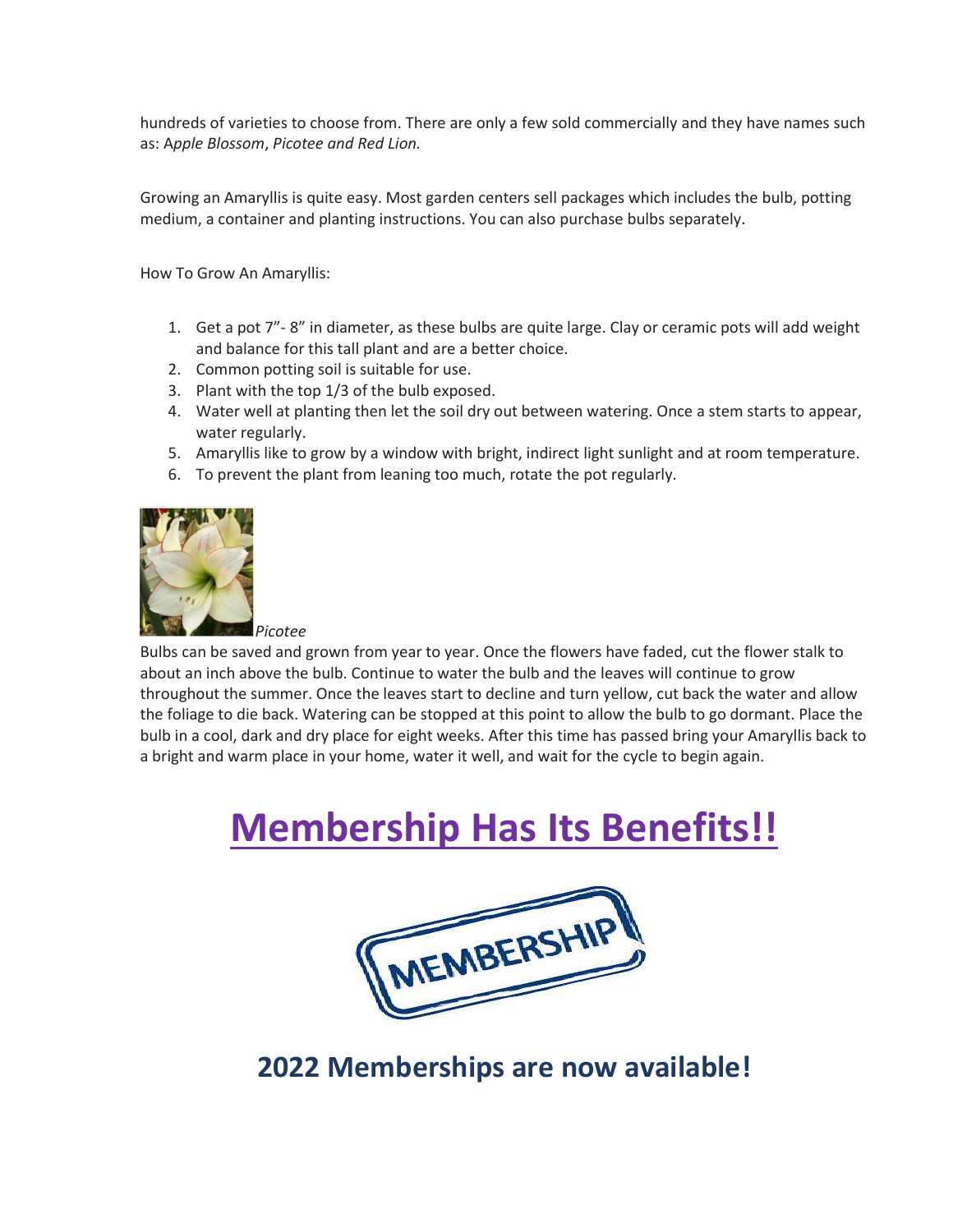hundreds of varieties to choose from. There are only a few sold commercially and they have names such as: A*pple Blossom*, *Picotee and Red Lion.*

Growing an Amaryllis is quite easy. Most garden centers sell packages which includes the bulb, potting medium, a container and planting instructions. You can also purchase bulbs separately.

How To Grow An Amaryllis:

1. Get a pot 7"- 8" in diameter, as these bulbs are quite large. Clay or ceramic pots will add weight and balance for this tall plant and are a better choice.
2. Common potting soil is suitable for use.
3. Plant with the top 1/3 of the bulb exposed.
4. Water well at planting then let the soil dry out between watering. Once a stem starts to appear, water regularly.
5. Amaryllis like to grow by a window with bright, indirect light sunlight and at room temperature.
6. To prevent the plant from leaning too much, rotate the pot regularly.

*Picotee*

Bulbs can be saved and grown from year to year. Once the flowers have faded, cut the flower stalk to about an inch above the bulb. Continue to water the bulb and the leaves will continue to grow throughout the summer. Once the leaves start to decline and turn yellow, cut back the water and allow the foliage to die back. Watering can be stopped at this point to allow the bulb to go dormant. Place the bulb in a cool, dark and dry place for eight weeks. After this time has passed bring your Amaryllis back to a bright and warm place in your home, water it well, and wait for the cycle to begin again.

# Membership Has Its Benefits!!

MEMBERSHIP

## 2022 Memberships are now available!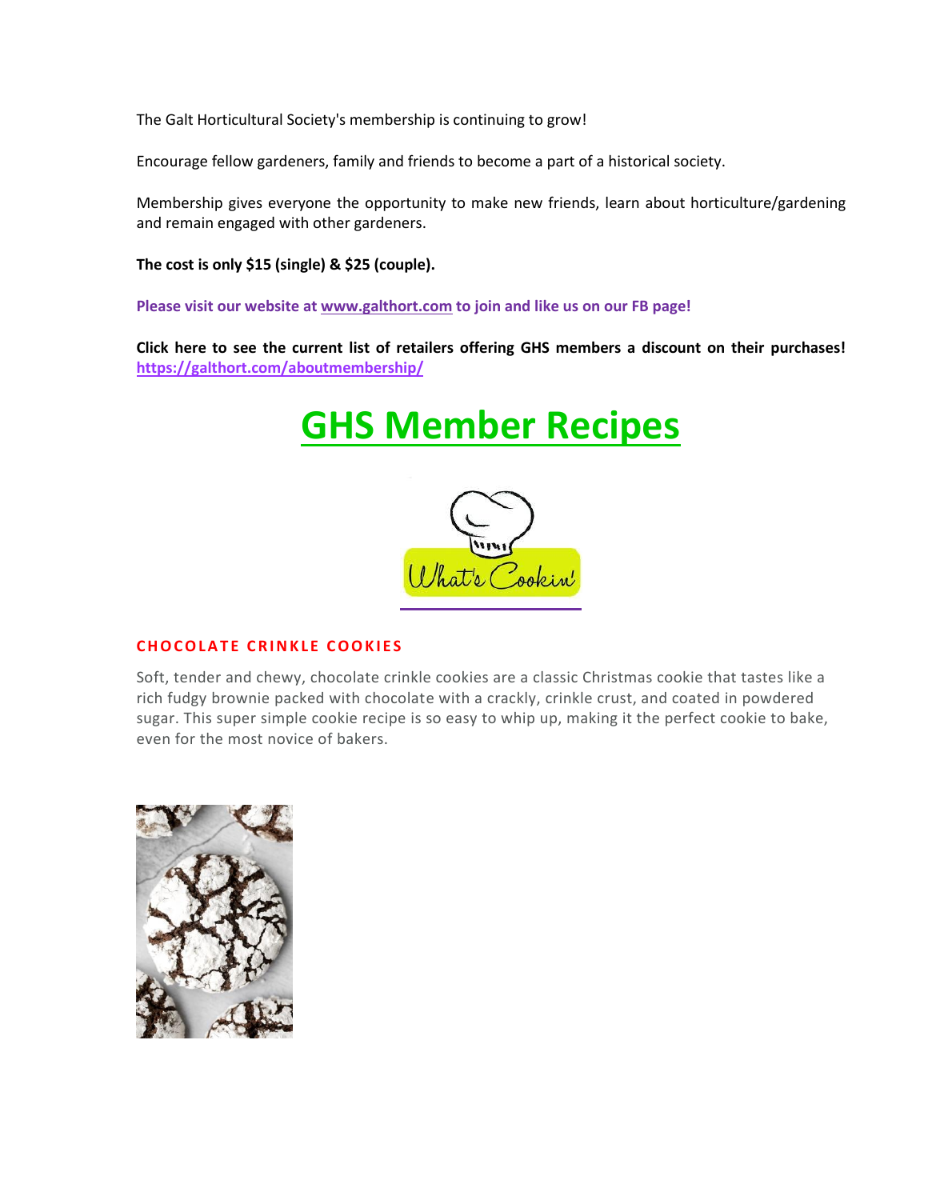The Galt Horticultural Society's membership is continuing to grow!

Encourage fellow gardeners, family and friends to become a part of a historical society.

Membership gives everyone the opportunity to make new friends, learn about horticulture/gardening and remain engaged with other gardeners.

**The cost is only $15 (single) & $25 (couple).**

**Please visit our website at [www.galthort.com](www.galthort.com) to join and like us on our FB page!**

**Click here to see the current list of retailers offering GHS members a discount on their purchases! [https://galthort.com/aboutmembership/](https://galthort.com/aboutmembership/)**

# GHS Member Recipes

### CHOCOLATE CRINKLE COOKIES

Soft, tender and chewy, chocolate crinkle cookies are a classic Christmas cookie that tastes like a rich fudgy brownie packed with chocolate with a crackly, crinkle crust, and coated in powdered sugar. This super simple cookie recipe is so easy to whip up, making it the perfect cookie to bake, even for the most novice of bakers.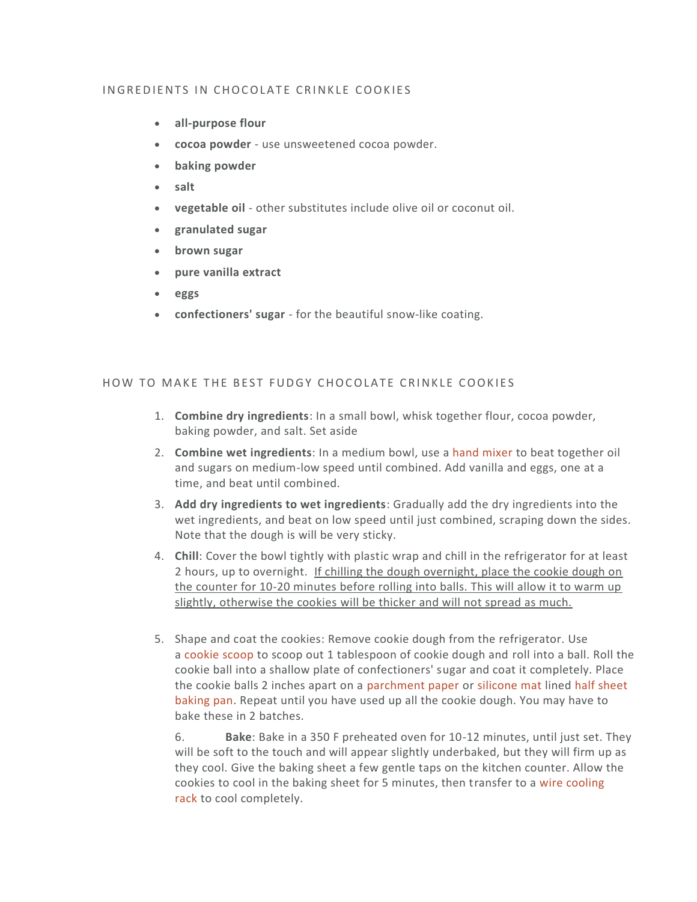## INGREDIENTS IN CHOCOLATE CRINKLE COOKIES

- **all-purpose flour**
- **cocoa powder** - use unsweetened cocoa powder.
- **baking powder**
- **salt**
- **vegetable oil** - other substitutes include olive oil or coconut oil.
- **granulated sugar**
- **brown sugar**
- **pure vanilla extract**
- **eggs**
- **confectioners' sugar** - for the beautiful snow-like coating.

## HOW TO MAKE THE BEST FUDGY CHOCOLATE CRINKLE COOKIES

1. **Combine dry ingredients**: In a small bowl, whisk together flour, cocoa powder, baking powder, and salt. Set aside
2. **Combine wet ingredients**: In a medium bowl, use a hand mixer to beat together oil and sugars on medium-low speed until combined. Add vanilla and eggs, one at a time, and beat until combined.
3. **Add dry ingredients to wet ingredients**: Gradually add the dry ingredients into the wet ingredients, and beat on low speed until just combined, scraping down the sides. Note that the dough is will be very sticky.
4. **Chill**: Cover the bowl tightly with plastic wrap and chill in the refrigerator for at least 2 hours, up to overnight. <u>If chilling the dough overnight, place the cookie dough on the counter for 10-20 minutes before rolling into balls. This will allow it to warm up slightly, otherwise the cookies will be thicker and will not spread as much.</u>
5. Shape and coat the cookies: Remove cookie dough from the refrigerator. Use a cookie scoop to scoop out 1 tablespoon of cookie dough and roll into a ball. Roll the cookie ball into a shallow plate of confectioners' sugar and coat it completely. Place the cookie balls 2 inches apart on a parchment paper or silicone mat lined half sheet baking pan. Repeat until you have used up all the cookie dough. You may have to bake these in 2 batches.

   6. **Bake**: Bake in a 350 F preheated oven for 10-12 minutes, until just set. They will be soft to the touch and will appear slightly underbaked, but they will firm up as they cool. Give the baking sheet a few gentle taps on the kitchen counter. Allow the cookies to cool in the baking sheet for 5 minutes, then transfer to a wire cooling rack to cool completely.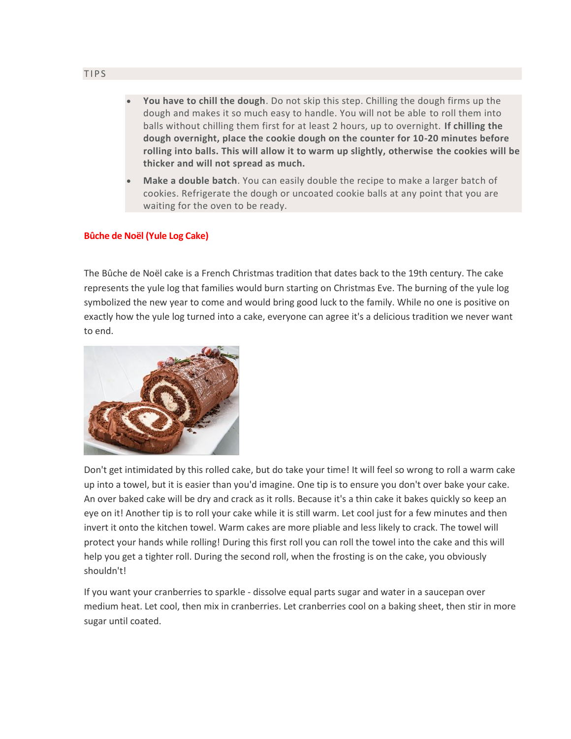TIPS

- **You have to chill the dough**. Do not skip this step. Chilling the dough firms up the dough and makes it so much easy to handle. You will not be able to roll them into balls without chilling them first for at least 2 hours, up to overnight. **If chilling the dough overnight, place the cookie dough on the counter for 10-20 minutes before rolling into balls. This will allow it to warm up slightly, otherwise the cookies will be thicker and will not spread as much.**
- **Make a double batch**. You can easily double the recipe to make a larger batch of cookies. Refrigerate the dough or uncoated cookie balls at any point that you are waiting for the oven to be ready.

## Bûche de Noël (Yule Log Cake)

The Bûche de Noël cake is a French Christmas tradition that dates back to the 19th century. The cake represents the yule log that families would burn starting on Christmas Eve. The burning of the yule log symbolized the new year to come and would bring good luck to the family. While no one is positive on exactly how the yule log turned into a cake, everyone can agree it's a delicious tradition we never want to end.

Don't get intimidated by this rolled cake, but do take your time! It will feel so wrong to roll a warm cake up into a towel, but it is easier than you'd imagine. One tip is to ensure you don't over bake your cake. An over baked cake will be dry and crack as it rolls. Because it's a thin cake it bakes quickly so keep an eye on it! Another tip is to roll your cake while it is still warm. Let cool just for a few minutes and then invert it onto the kitchen towel. Warm cakes are more pliable and less likely to crack. The towel will protect your hands while rolling! During this first roll you can roll the towel into the cake and this will help you get a tighter roll. During the second roll, when the frosting is on the cake, you obviously shouldn't!

If you want your cranberries to sparkle - dissolve equal parts sugar and water in a saucepan over medium heat. Let cool, then mix in cranberries. Let cranberries cool on a baking sheet, then stir in more sugar until coated.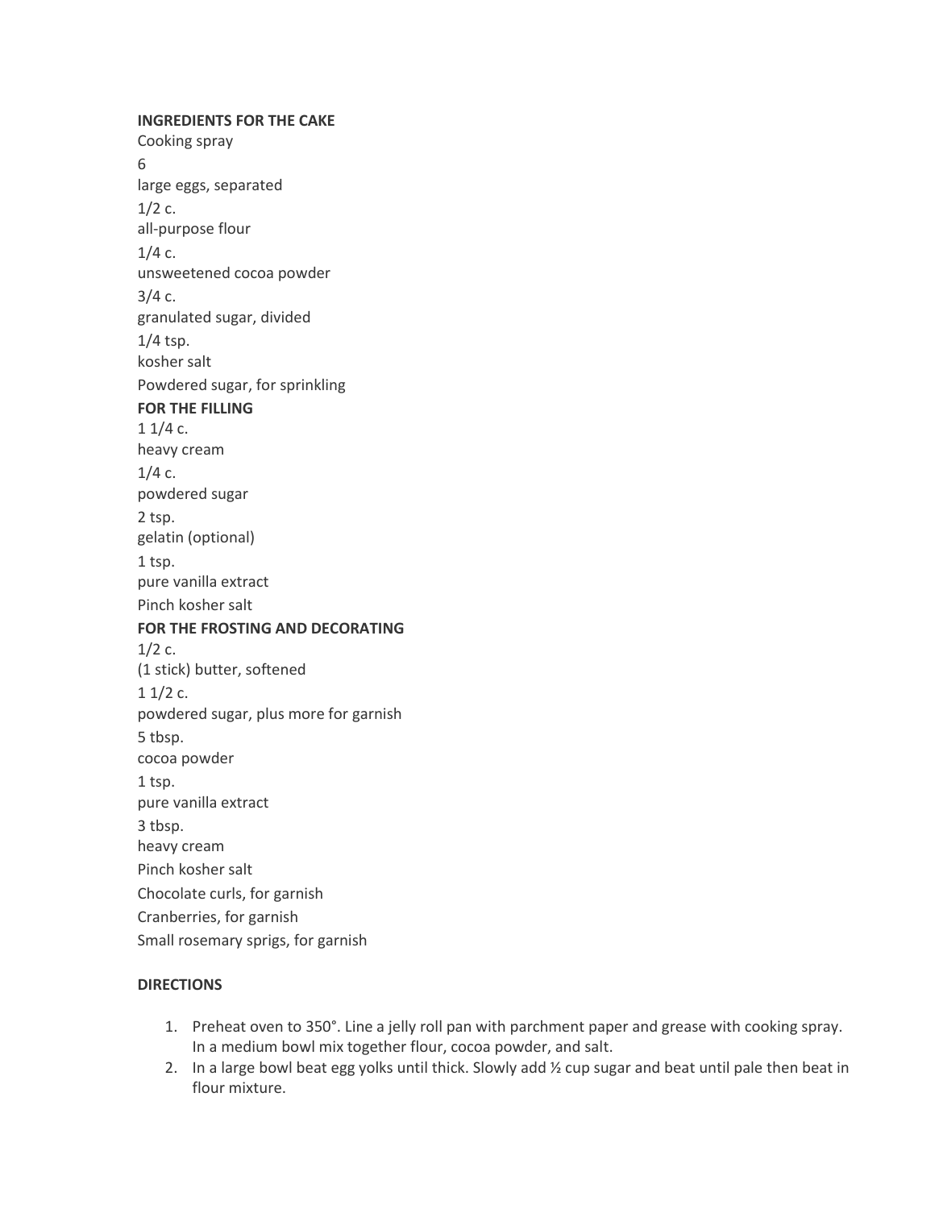**INGREDIENTS FOR THE CAKE**

Cooking spray

6

large eggs, separated

1/2 c.

all-purpose flour

1/4 c.

unsweetened cocoa powder

3/4 c.

granulated sugar, divided

1/4 tsp.

kosher salt

Powdered sugar, for sprinkling

**FOR THE FILLING**

1 1/4 c.

heavy cream

1/4 c.

powdered sugar

2 tsp.

gelatin (optional)

1 tsp.

pure vanilla extract

Pinch kosher salt

**FOR THE FROSTING AND DECORATING**

1/2 c.

(1 stick) butter, softened

1 1/2 c.

powdered sugar, plus more for garnish

5 tbsp.

cocoa powder

1 tsp.

pure vanilla extract

3 tbsp.

heavy cream

Pinch kosher salt

Chocolate curls, for garnish

Cranberries, for garnish

Small rosemary sprigs, for garnish

**DIRECTIONS**

1. Preheat oven to 350°. Line a jelly roll pan with parchment paper and grease with cooking spray. In a medium bowl mix together flour, cocoa powder, and salt.
2. In a large bowl beat egg yolks until thick. Slowly add ½ cup sugar and beat until pale then beat in flour mixture.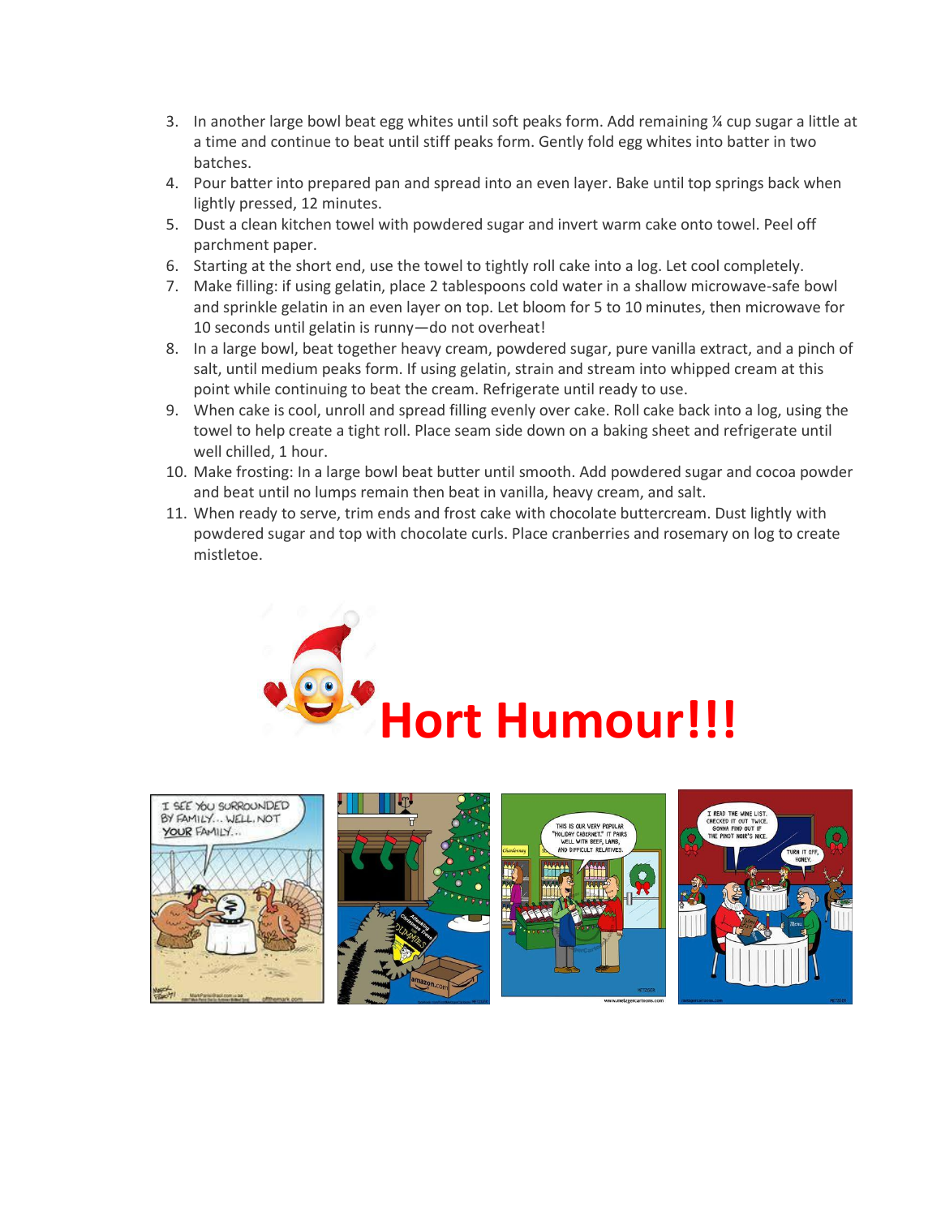3. In another large bowl beat egg whites until soft peaks form. Add remaining ¼ cup sugar a little at a time and continue to beat until stiff peaks form. Gently fold egg whites into batter in two batches.
4. Pour batter into prepared pan and spread into an even layer. Bake until top springs back when lightly pressed, 12 minutes.
5. Dust a clean kitchen towel with powdered sugar and invert warm cake onto towel. Peel off parchment paper.
6. Starting at the short end, use the towel to tightly roll cake into a log. Let cool completely.
7. Make filling: if using gelatin, place 2 tablespoons cold water in a shallow microwave-safe bowl and sprinkle gelatin in an even layer on top. Let bloom for 5 to 10 minutes, then microwave for 10 seconds until gelatin is runny—do not overheat!
8. In a large bowl, beat together heavy cream, powdered sugar, pure vanilla extract, and a pinch of salt, until medium peaks form. If using gelatin, strain and stream into whipped cream at this point while continuing to beat the cream. Refrigerate until ready to use.
9. When cake is cool, unroll and spread filling evenly over cake. Roll cake back into a log, using the towel to help create a tight roll. Place seam side down on a baking sheet and refrigerate until well chilled, 1 hour.
10. Make frosting: In a large bowl beat butter until smooth. Add powdered sugar and cocoa powder and beat until no lumps remain then beat in vanilla, heavy cream, and salt.
11. When ready to serve, trim ends and frost cake with chocolate buttercream. Dust lightly with powdered sugar and top with chocolate curls. Place cranberries and rosemary on log to create mistletoe.

# Hort Humour!!!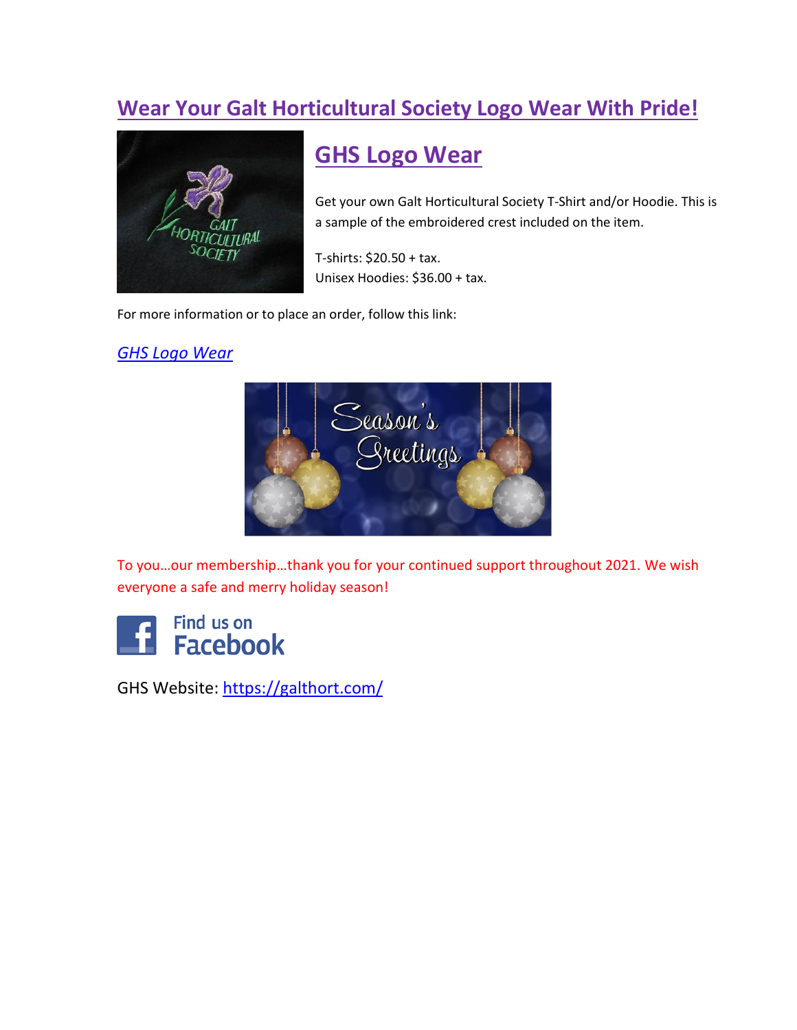## Wear Your Galt Horticultural Society Logo Wear With Pride!

### GHS Logo Wear

Get your own Galt Horticultural Society T-Shirt and/or Hoodie. This is a sample of the embroidered crest included on the item.

T-shirts: $20.50 + tax.
Unisex Hoodies: $36.00 + tax.

For more information or to place an order, follow this link:

*GHS Logo Wear*

To you…our membership…thank you for your continued support throughout 2021. We wish everyone a safe and merry holiday season!

Find us on Facebook

GHS Website: https://galthort.com/